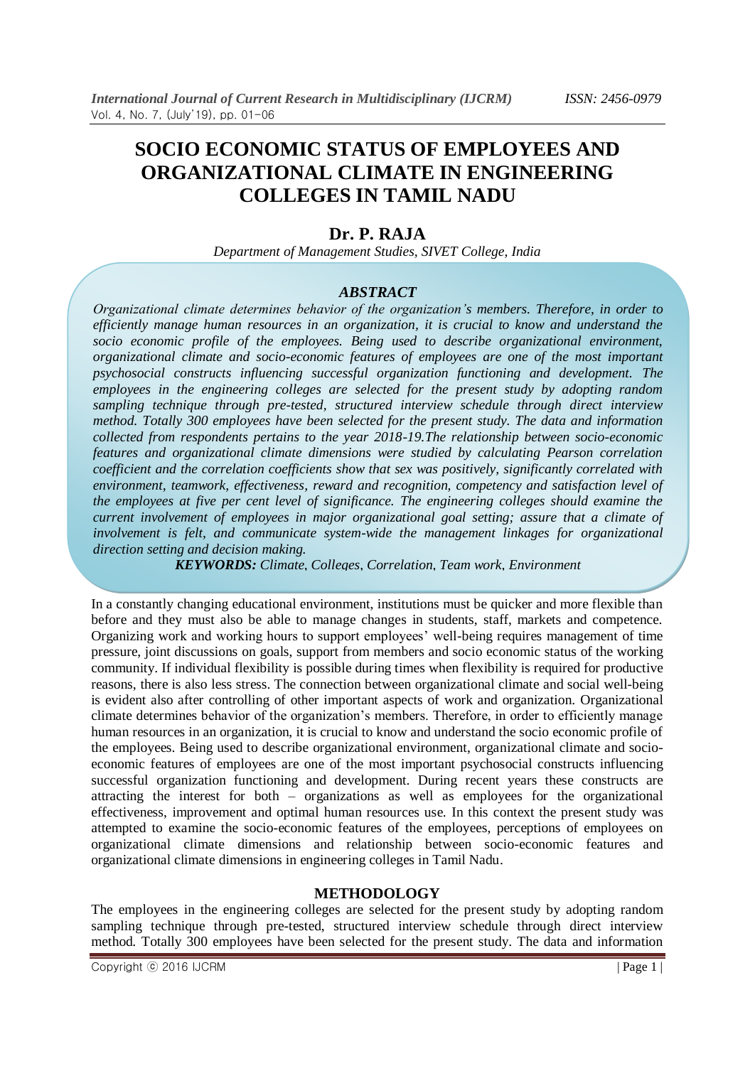# SOCIO ECONOMIC STATUS OF EMPLOYEES AND ORGANIZATIONAL CLIMATE IN ENGINEERING COLLEGES IN TAMIL NADU

## Dr. P. RAJA

*Department of Management Studies, SIVET College, India*

### *ABSTRACT*

*Organizational climate determines behavior of the organization's members. Therefore, in order to efficiently manage human resources in an organization, it is crucial to know and understand the socio economic profile of the employees. Being used to describe organizational environment, organizational climate and socio-economic features of employees are one of the most important psychosocial constructs influencing successful organization functioning and development. The employees in the engineering colleges are selected for the present study by adopting random sampling technique through pre-tested, structured interview schedule through direct interview method. Totally 300 employees have been selected for the present study. The data and information collected from respondents pertains to the year 2018-19.The relationship between socio-economic features and organizational climate dimensions were studied by calculating Pearson correlation coefficient and the correlation coefficients show that sex was positively, significantly correlated with environment, teamwork, effectiveness, reward and recognition, competency and satisfaction level of the employees at five per cent level of significance. The engineering colleges should examine the current involvement of employees in major organizational goal setting; assure that a climate of involvement is felt, and communicate system-wide the management linkages for organizational direction setting and decision making.*

***KEYWORDS:*** *Climate, Colleges, Correlation, Team work, Environment*

In a constantly changing educational environment, institutions must be quicker and more flexible than before and they must also be able to manage changes in students, staff, markets and competence. Organizing work and working hours to support employees' well-being requires management of time pressure, joint discussions on goals, support from members and socio economic status of the working community. If individual flexibility is possible during times when flexibility is required for productive reasons, there is also less stress. The connection between organizational climate and social well-being is evident also after controlling of other important aspects of work and organization. Organizational climate determines behavior of the organization's members. Therefore, in order to efficiently manage human resources in an organization, it is crucial to know and understand the socio economic profile of the employees. Being used to describe organizational environment, organizational climate and socio-economic features of employees are one of the most important psychosocial constructs influencing successful organization functioning and development. During recent years these constructs are attracting the interest for both – organizations as well as employees for the organizational effectiveness, improvement and optimal human resources use. In this context the present study was attempted to examine the socio-economic features of the employees, perceptions of employees on organizational climate dimensions and relationship between socio-economic features and organizational climate dimensions in engineering colleges in Tamil Nadu.

## METHODOLOGY

The employees in the engineering colleges are selected for the present study by adopting random sampling technique through pre-tested, structured interview schedule through direct interview method. Totally 300 employees have been selected for the present study. The data and information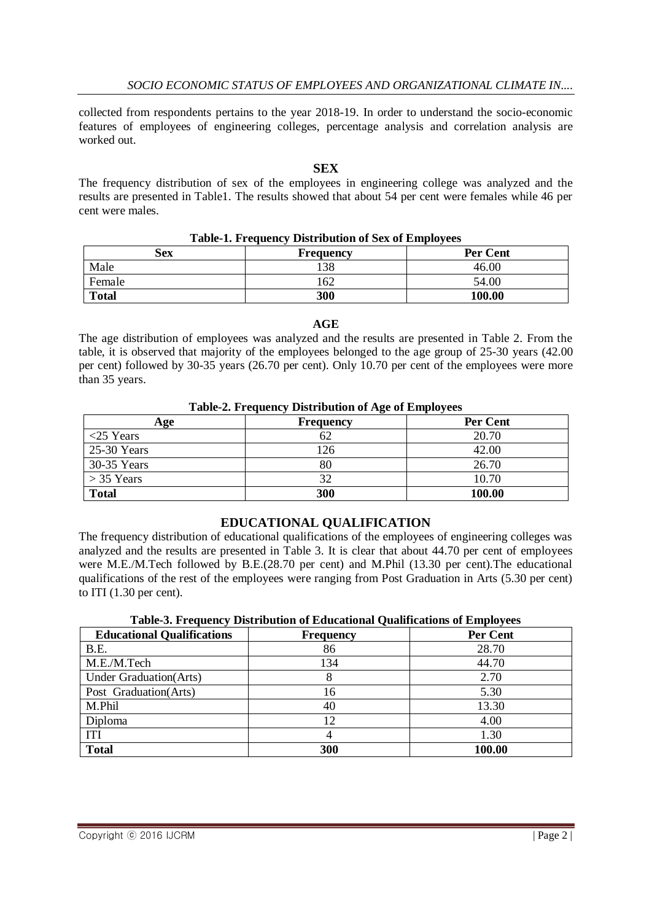collected from respondents pertains to the year 2018-19. In order to understand the socio-economic features of employees of engineering colleges, percentage analysis and correlation analysis are worked out.

## SEX

The frequency distribution of sex of the employees in engineering college was analyzed and the results are presented in Table1. The results showed that about 54 per cent were females while 46 per cent were males.

**Table-1. Frequency Distribution of Sex of Employees**

| Sex | Frequency | Per Cent |
|---|---|---|
| Male | 138 | 46.00 |
| Female | 162 | 54.00 |
| **Total** | **300** | **100.00** |

## AGE

The age distribution of employees was analyzed and the results are presented in Table 2. From the table, it is observed that majority of the employees belonged to the age group of 25-30 years (42.00 per cent) followed by 30-35 years (26.70 per cent). Only 10.70 per cent of the employees were more than 35 years.

**Table-2. Frequency Distribution of Age of Employees**

| Age | Frequency | Per Cent |
|---|---|---|
| <25 Years | 62 | 20.70 |
| 25-30 Years | 126 | 42.00 |
| 30-35 Years | 80 | 26.70 |
| > 35 Years | 32 | 10.70 |
| **Total** | **300** | **100.00** |

## EDUCATIONAL QUALIFICATION

The frequency distribution of educational qualifications of the employees of engineering colleges was analyzed and the results are presented in Table 3. It is clear that about 44.70 per cent of employees were M.E./M.Tech followed by B.E.(28.70 per cent) and M.Phil (13.30 per cent).The educational qualifications of the rest of the employees were ranging from Post Graduation in Arts (5.30 per cent) to ITI (1.30 per cent).

**Table-3. Frequency Distribution of Educational Qualifications of Employees**

| Educational Qualifications | Frequency | Per Cent |
|---|---|---|
| B.E. | 86 | 28.70 |
| M.E./M.Tech | 134 | 44.70 |
| Under Graduation(Arts) | 8 | 2.70 |
| Post Graduation(Arts) | 16 | 5.30 |
| M.Phil | 40 | 13.30 |
| Diploma | 12 | 4.00 |
| ITI | 4 | 1.30 |
| **Total** | **300** | **100.00** |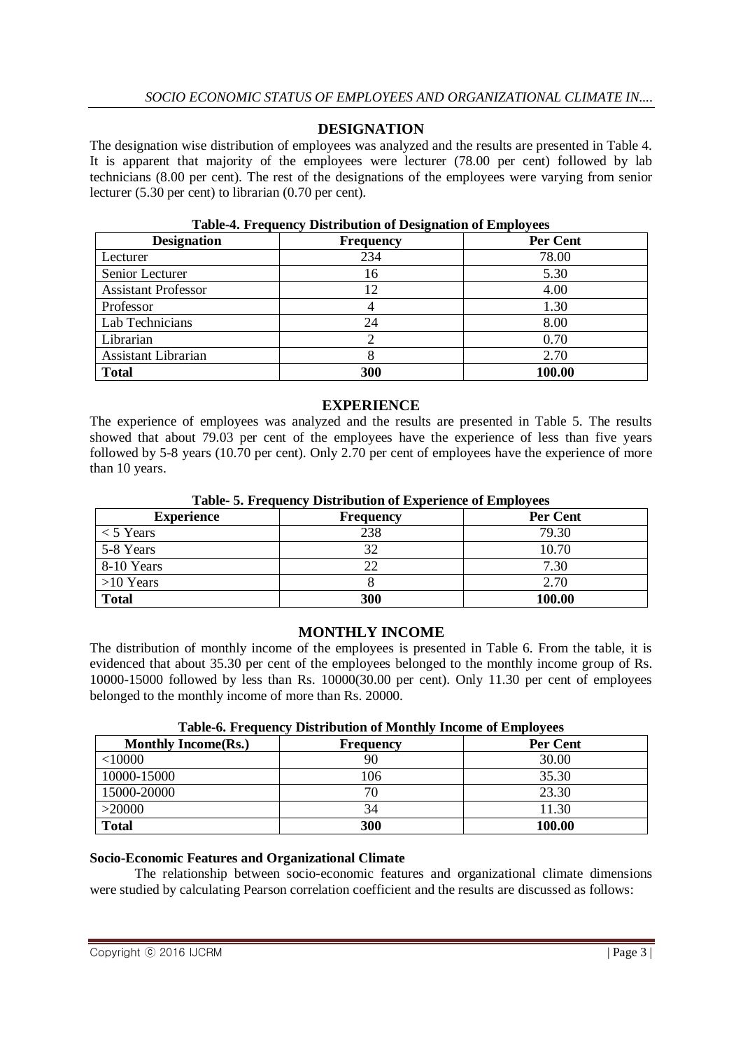## DESIGNATION

The designation wise distribution of employees was analyzed and the results are presented in Table 4. It is apparent that majority of the employees were lecturer (78.00 per cent) followed by lab technicians (8.00 per cent). The rest of the designations of the employees were varying from senior lecturer (5.30 per cent) to librarian (0.70 per cent).

**Table-4. Frequency Distribution of Designation of Employees**

| Designation | Frequency | Per Cent |
|---|---|---|
| Lecturer | 234 | 78.00 |
| Senior Lecturer | 16 | 5.30 |
| Assistant Professor | 12 | 4.00 |
| Professor | 4 | 1.30 |
| Lab Technicians | 24 | 8.00 |
| Librarian | 2 | 0.70 |
| Assistant Librarian | 8 | 2.70 |
| **Total** | **300** | **100.00** |

## EXPERIENCE

The experience of employees was analyzed and the results are presented in Table 5. The results showed that about 79.03 per cent of the employees have the experience of less than five years followed by 5-8 years (10.70 per cent). Only 2.70 per cent of employees have the experience of more than 10 years.

**Table- 5. Frequency Distribution of Experience of Employees**

| Experience | Frequency | Per Cent |
|---|---|---|
| < 5 Years | 238 | 79.30 |
| 5-8 Years | 32 | 10.70 |
| 8-10 Years | 22 | 7.30 |
| >10 Years | 8 | 2.70 |
| **Total** | **300** | **100.00** |

## MONTHLY INCOME

The distribution of monthly income of the employees is presented in Table 6. From the table, it is evidenced that about 35.30 per cent of the employees belonged to the monthly income group of Rs. 10000-15000 followed by less than Rs. 10000(30.00 per cent). Only 11.30 per cent of employees belonged to the monthly income of more than Rs. 20000.

**Table-6. Frequency Distribution of Monthly Income of Employees**

| Monthly Income(Rs.) | Frequency | Per Cent |
|---|---|---|
| <10000 | 90 | 30.00 |
| 10000-15000 | 106 | 35.30 |
| 15000-20000 | 70 | 23.30 |
| >20000 | 34 | 11.30 |
| **Total** | **300** | **100.00** |

**Socio-Economic Features and Organizational Climate**

The relationship between socio-economic features and organizational climate dimensions were studied by calculating Pearson correlation coefficient and the results are discussed as follows: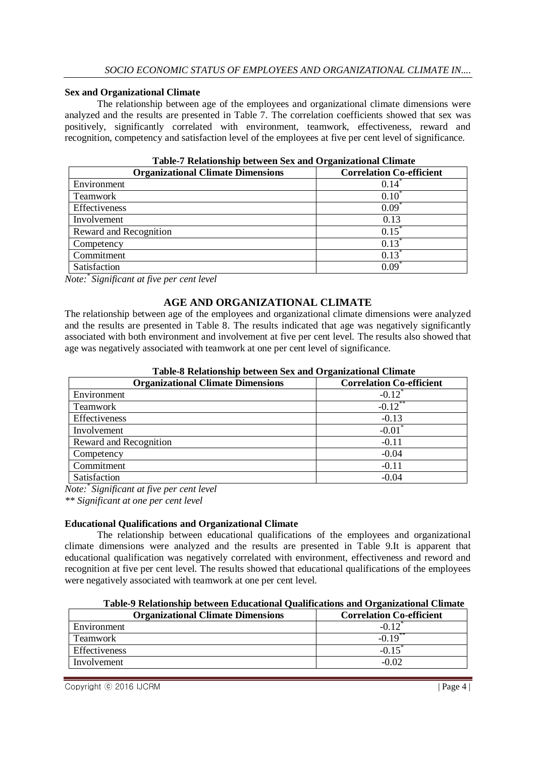### Sex and Organizational Climate

The relationship between age of the employees and organizational climate dimensions were analyzed and the results are presented in Table 7. The correlation coefficients showed that sex was positively, significantly correlated with environment, teamwork, effectiveness, reward and recognition, competency and satisfaction level of the employees at five per cent level of significance.

**Table-7 Relationship between Sex and Organizational Climate**

| Organizational Climate Dimensions | Correlation Co-efficient |
|---|---|
| Environment | 0.14* |
| Teamwork | 0.10* |
| Effectiveness | 0.09* |
| Involvement | 0.13 |
| Reward and Recognition | 0.15* |
| Competency | 0.13* |
| Commitment | 0.13* |
| Satisfaction | 0.09* |

*Note:* \* *Significant at five per cent level*

## AGE AND ORGANIZATIONAL CLIMATE

The relationship between age of the employees and organizational climate dimensions were analyzed and the results are presented in Table 8. The results indicated that age was negatively significantly associated with both environment and involvement at five per cent level. The results also showed that age was negatively associated with teamwork at one per cent level of significance.

**Table-8 Relationship between Sex and Organizational Climate**

| Organizational Climate Dimensions | Correlation Co-efficient |
|---|---|
| Environment | -0.12* |
| Teamwork | -0.12** |
| Effectiveness | -0.13 |
| Involvement | -0.01* |
| Reward and Recognition | -0.11 |
| Competency | -0.04 |
| Commitment | -0.11 |
| Satisfaction | -0.04 |

*Note:* \* *Significant at five per cent level*

*\*\* Significant at one per cent level*

### Educational Qualifications and Organizational Climate

The relationship between educational qualifications of the employees and organizational climate dimensions were analyzed and the results are presented in Table 9.It is apparent that educational qualification was negatively correlated with environment, effectiveness and reword and recognition at five per cent level. The results showed that educational qualifications of the employees were negatively associated with teamwork at one per cent level.

**Table-9 Relationship between Educational Qualifications and Organizational Climate**

| Organizational Climate Dimensions | Correlation Co-efficient |
|---|---|
| Environment | -0.12* |
| Teamwork | -0.19** |
| Effectiveness | -0.15* |
| Involvement | -0.02 |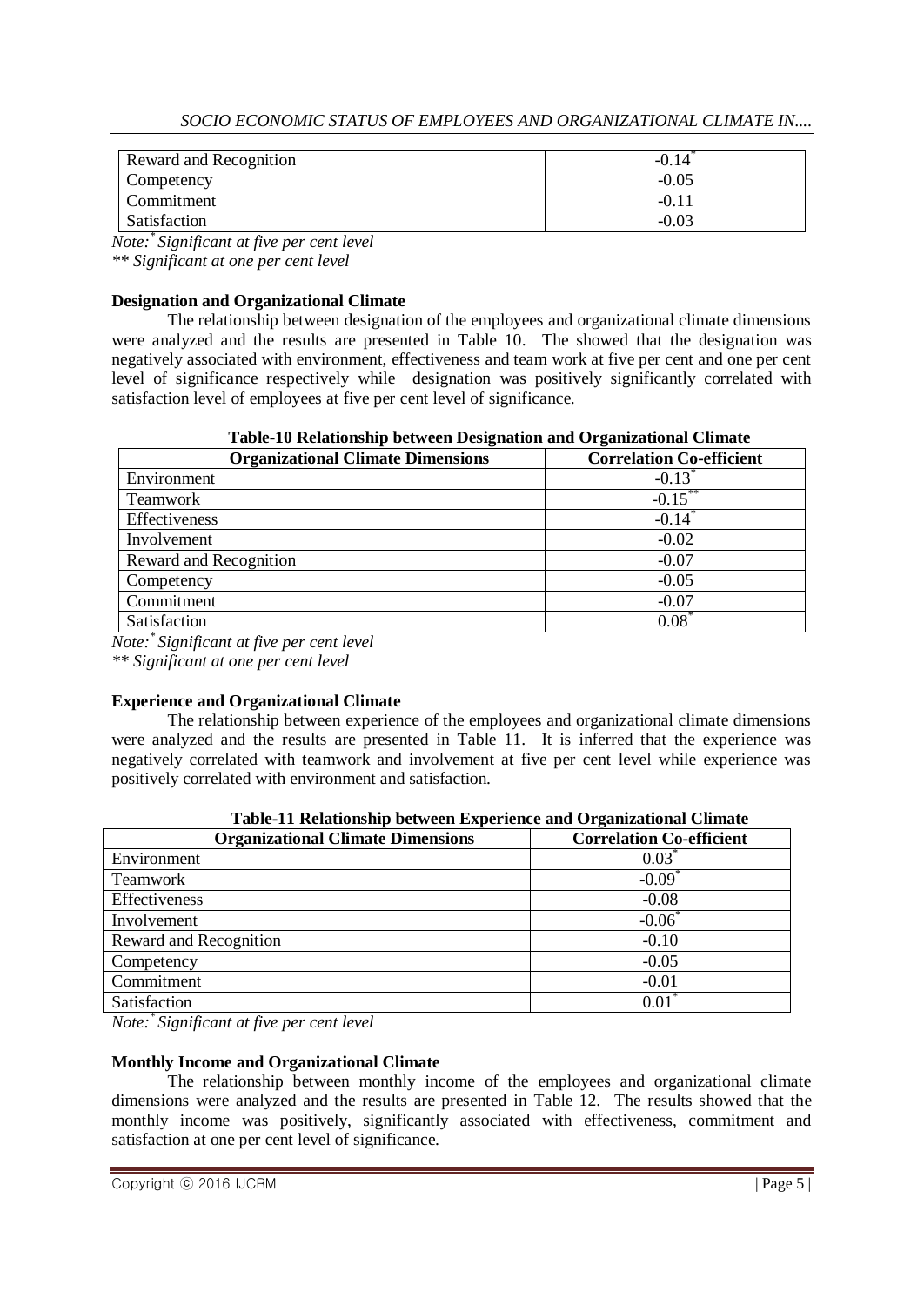| Reward and Recognition | -0.14* |
|---|---|
| Competency | -0.05 |
| Commitment | -0.11 |
| Satisfaction | -0.03 |

*Note:* * *Significant at five per cent level*
*** Significant at one per cent level*

**Designation and Organizational Climate**

The relationship between designation of the employees and organizational climate dimensions were analyzed and the results are presented in Table 10. The showed that the designation was negatively associated with environment, effectiveness and team work at five per cent and one per cent level of significance respectively while designation was positively significantly correlated with satisfaction level of employees at five per cent level of significance.

**Table-10 Relationship between Designation and Organizational Climate**

| Organizational Climate Dimensions | Correlation Co-efficient |
|---|---|
| Environment | -0.13* |
| Teamwork | -0.15** |
| Effectiveness | -0.14* |
| Involvement | -0.02 |
| Reward and Recognition | -0.07 |
| Competency | -0.05 |
| Commitment | -0.07 |
| Satisfaction | 0.08* |

*Note:* * *Significant at five per cent level*
*** Significant at one per cent level*

**Experience and Organizational Climate**

The relationship between experience of the employees and organizational climate dimensions were analyzed and the results are presented in Table 11. It is inferred that the experience was negatively correlated with teamwork and involvement at five per cent level while experience was positively correlated with environment and satisfaction.

**Table-11 Relationship between Experience and Organizational Climate**

| Organizational Climate Dimensions | Correlation Co-efficient |
|---|---|
| Environment | 0.03* |
| Teamwork | -0.09* |
| Effectiveness | -0.08 |
| Involvement | -0.06* |
| Reward and Recognition | -0.10 |
| Competency | -0.05 |
| Commitment | -0.01 |
| Satisfaction | 0.01* |

*Note:* * *Significant at five per cent level*

**Monthly Income and Organizational Climate**

The relationship between monthly income of the employees and organizational climate dimensions were analyzed and the results are presented in Table 12. The results showed that the monthly income was positively, significantly associated with effectiveness, commitment and satisfaction at one per cent level of significance.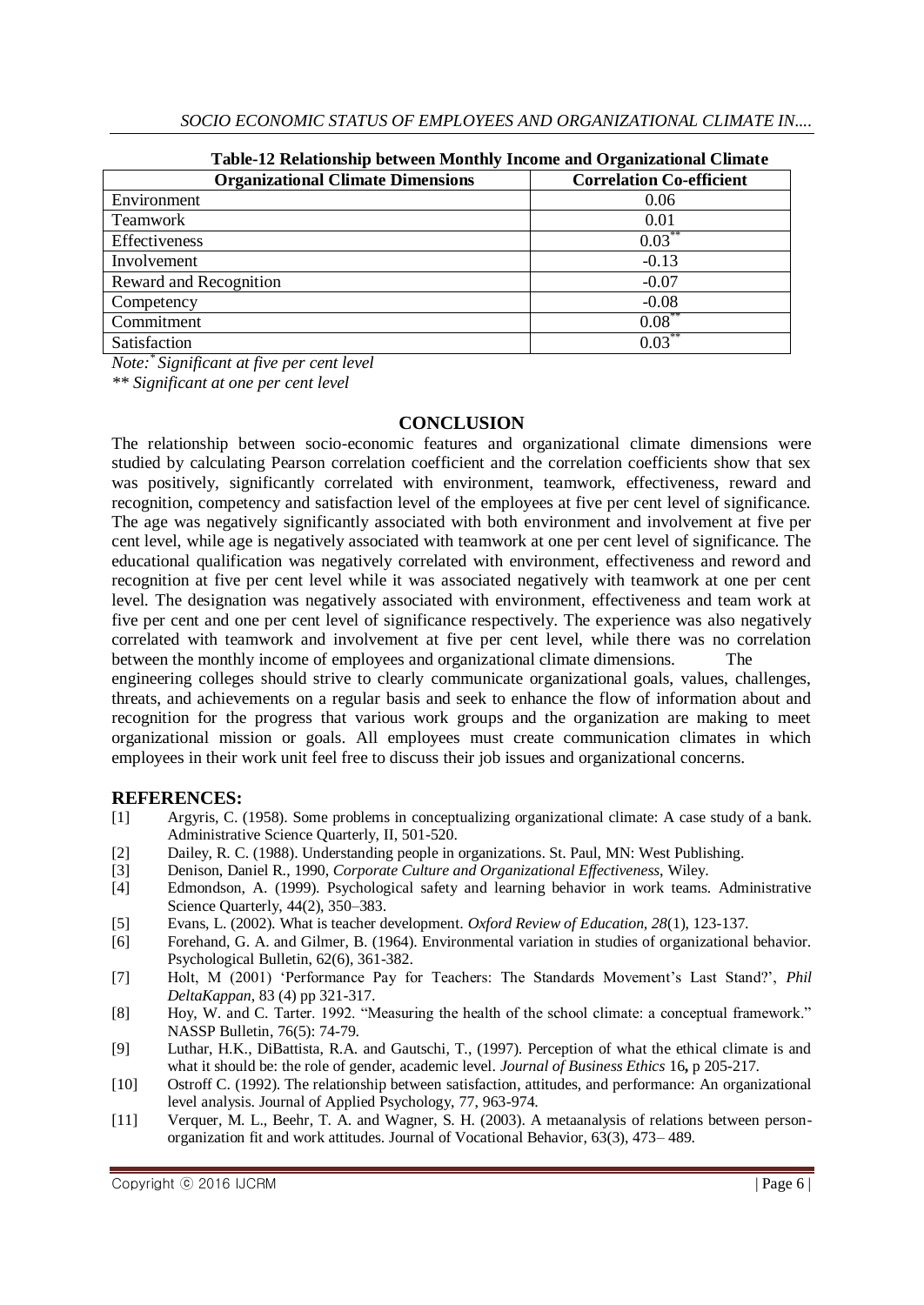**Table-12 Relationship between Monthly Income and Organizational Climate**

| Organizational Climate Dimensions | Correlation Co-efficient |
|---|---|
| Environment | 0.06 |
| Teamwork | 0.01 |
| Effectiveness | 0.03** |
| Involvement | -0.13 |
| Reward and Recognition | -0.07 |
| Competency | -0.08 |
| Commitment | 0.08** |
| Satisfaction | 0.03** |

*Note:* *\* Significant at five per cent level*

*\*\* Significant at one per cent level*

## CONCLUSION

The relationship between socio-economic features and organizational climate dimensions were studied by calculating Pearson correlation coefficient and the correlation coefficients show that sex was positively, significantly correlated with environment, teamwork, effectiveness, reward and recognition, competency and satisfaction level of the employees at five per cent level of significance. The age was negatively significantly associated with both environment and involvement at five per cent level, while age is negatively associated with teamwork at one per cent level of significance. The educational qualification was negatively correlated with environment, effectiveness and reword and recognition at five per cent level while it was associated negatively with teamwork at one per cent level. The designation was negatively associated with environment, effectiveness and team work at five per cent and one per cent level of significance respectively. The experience was also negatively correlated with teamwork and involvement at five per cent level, while there was no correlation between the monthly income of employees and organizational climate dimensions. The engineering colleges should strive to clearly communicate organizational goals, values, challenges, threats, and achievements on a regular basis and seek to enhance the flow of information about and recognition for the progress that various work groups and the organization are making to meet organizational mission or goals. All employees must create communication climates in which employees in their work unit feel free to discuss their job issues and organizational concerns.

## REFERENCES:

[1] Argyris, C. (1958). Some problems in conceptualizing organizational climate: A case study of a bank. Administrative Science Quarterly, II, 501-520.

[2] Dailey, R. C. (1988). Understanding people in organizations. St. Paul, MN: West Publishing.

[3] Denison, Daniel R., 1990, *Corporate Culture and Organizational Effectiveness*, Wiley.

[4] Edmondson, A. (1999). Psychological safety and learning behavior in work teams. Administrative Science Quarterly, 44(2), 350–383.

[5] Evans, L. (2002). What is teacher development. *Oxford Review of Education, 28*(1), 123-137.

[6] Forehand, G. A. and Gilmer, B. (1964). Environmental variation in studies of organizational behavior. Psychological Bulletin, 62(6), 361-382.

[7] Holt, M (2001) 'Performance Pay for Teachers: The Standards Movement's Last Stand?', *Phil DeltaKappan*, 83 (4) pp 321-317.

[8] Hoy, W. and C. Tarter. 1992. "Measuring the health of the school climate: a conceptual framework." NASSP Bulletin, 76(5): 74-79.

[9] Luthar, H.K., DiBattista, R.A. and Gautschi, T., (1997). Perception of what the ethical climate is and what it should be: the role of gender, academic level. *Journal of Business Ethics* 16**,** p 205-217.

[10] Ostroff C. (1992). The relationship between satisfaction, attitudes, and performance: An organizational level analysis. Journal of Applied Psychology, 77, 963-974.

[11] Verquer, M. L., Beehr, T. A. and Wagner, S. H. (2003). A metaanalysis of relations between person-organization fit and work attitudes. Journal of Vocational Behavior, 63(3), 473– 489.